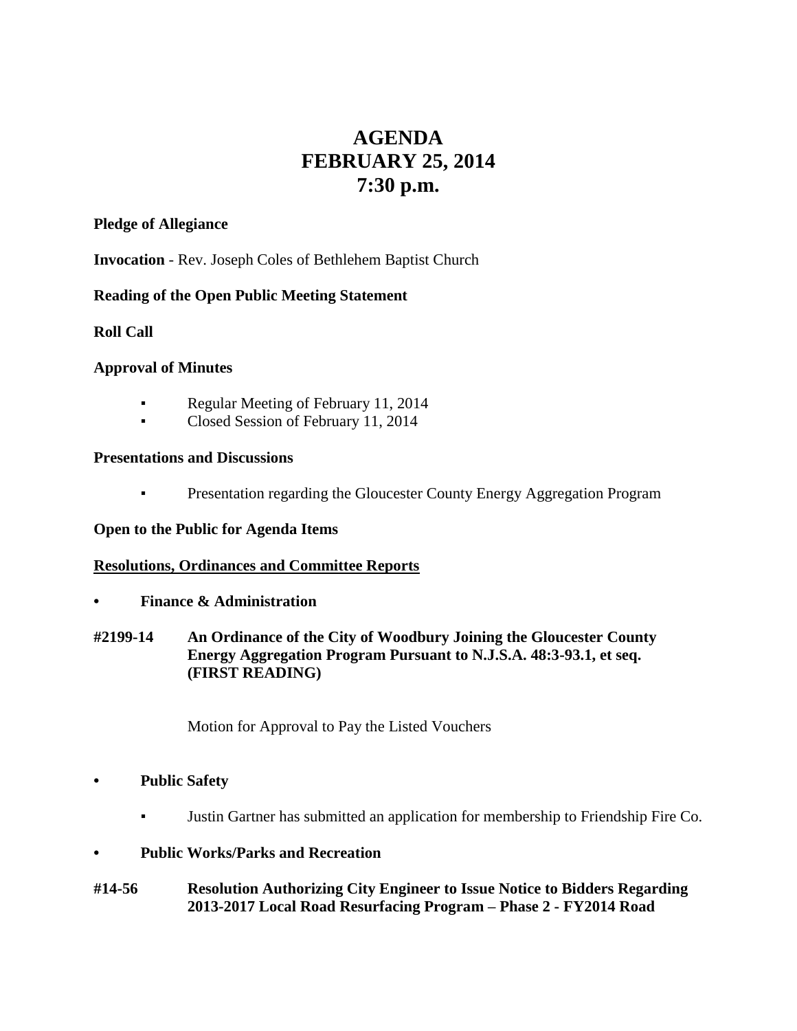# AGENDA
# FEBRUARY 25, 2014
# 7:30 p.m.

**Pledge of Allegiance**

**Invocation** - Rev. Joseph Coles of Bethlehem Baptist Church

**Reading of the Open Public Meeting Statement**

**Roll Call**

**Approval of Minutes**

- Regular Meeting of February 11, 2014
- Closed Session of February 11, 2014

**Presentations and Discussions**

- Presentation regarding the Gloucester County Energy Aggregation Program

**Open to the Public for Agenda Items**

**Resolutions, Ordinances and Committee Reports**

- **Finance & Administration**

**#2199-14 An Ordinance of the City of Woodbury Joining the Gloucester County Energy Aggregation Program Pursuant to N.J.S.A. 48:3-93.1, et seq. (FIRST READING)**

Motion for Approval to Pay the Listed Vouchers

- **Public Safety**

  - Justin Gartner has submitted an application for membership to Friendship Fire Co.

- **Public Works/Parks and Recreation**

**#14-56 Resolution Authorizing City Engineer to Issue Notice to Bidders Regarding 2013-2017 Local Road Resurfacing Program – Phase 2 - FY2014 Road**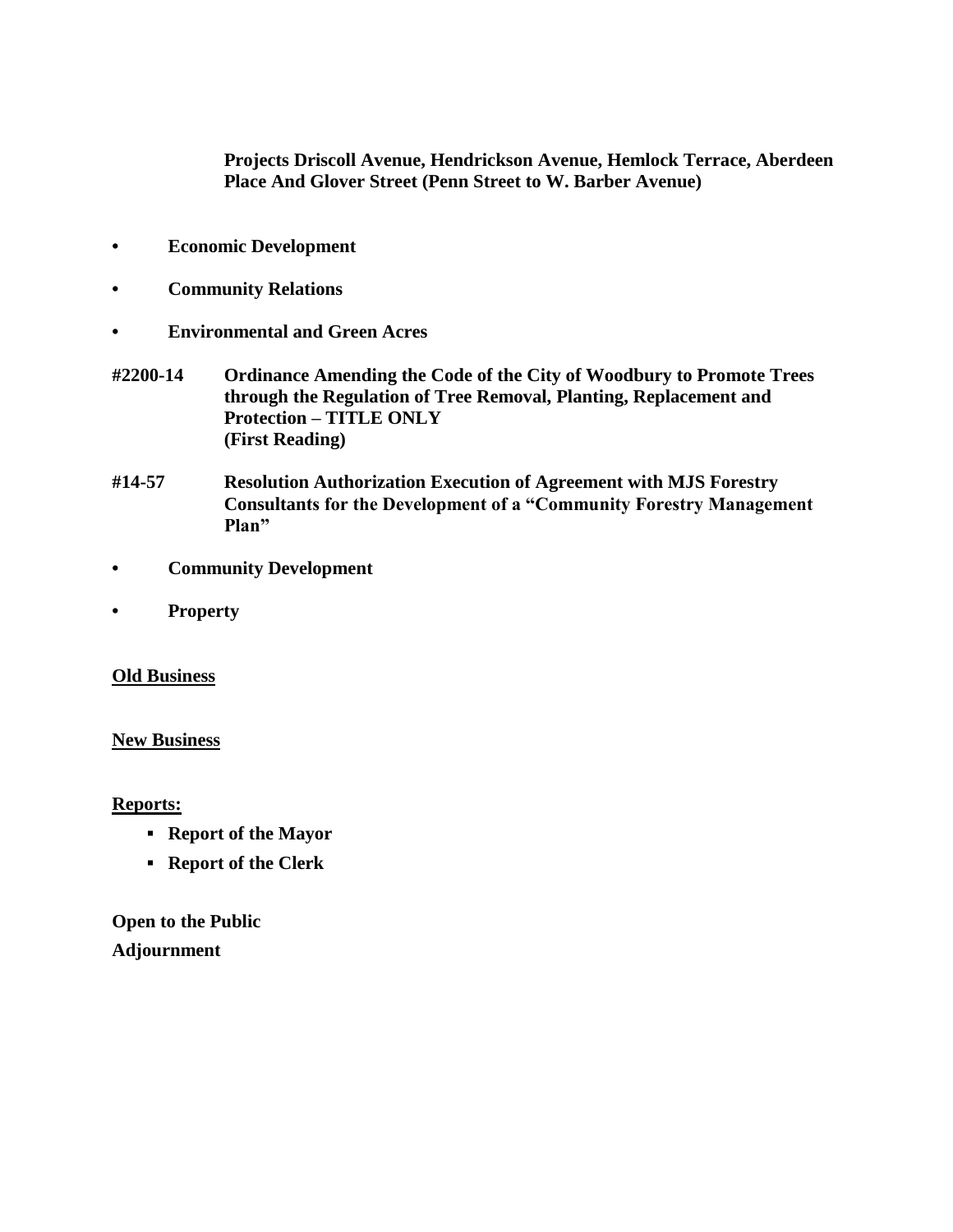**Projects Driscoll Avenue, Hendrickson Avenue, Hemlock Terrace, Aberdeen Place And Glover Street (Penn Street to W. Barber Avenue)**

- **Economic Development**
- **Community Relations**
- **Environmental and Green Acres**

**#2200-14** **Ordinance Amending the Code of the City of Woodbury to Promote Trees through the Regulation of Tree Removal, Planting, Replacement and Protection – TITLE ONLY (First Reading)**

**#14-57** **Resolution Authorization Execution of Agreement with MJS Forestry Consultants for the Development of a "Community Forestry Management Plan"**

- **Community Development**
- **Property**

**Old Business**

**New Business**

**Reports:**

- **Report of the Mayor**
- **Report of the Clerk**

**Open to the Public**

**Adjournment**